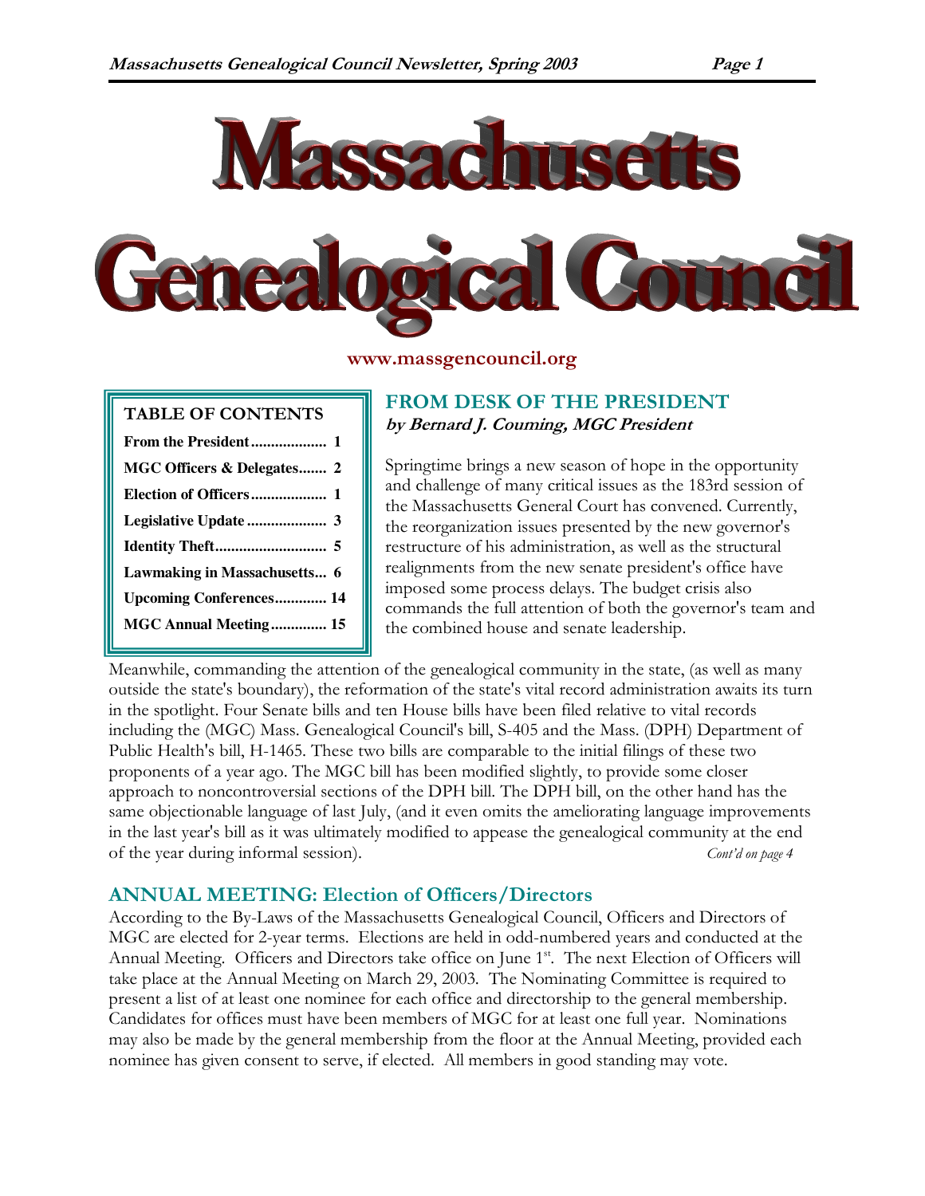# Massachusetts Genealogical Council

www.massgencouncil.org

| TABLE OF CONTENTS | |
|---|---|
| **From the President** | **1** |
| **MGC Officers & Delegates** | **2** |
| **Election of Officers** | **1** |
| **Legislative Update** | **3** |
| **Identity Theft** | **5** |
| **Lawmaking in Massachusetts** | **6** |
| **Upcoming Conferences** | **14** |
| **MGC Annual Meeting** | **15** |

## FROM DESK OF THE PRESIDENT

***by Bernard J. Couming, MGC President***

Springtime brings a new season of hope in the opportunity and challenge of many critical issues as the 183rd session of the Massachusetts General Court has convened. Currently, the reorganization issues presented by the new governor's restructure of his administration, as well as the structural realignments from the new senate president's office have imposed some process delays. The budget crisis also commands the full attention of both the governor's team and the combined house and senate leadership.

Meanwhile, commanding the attention of the genealogical community in the state, (as well as many outside the state's boundary), the reformation of the state's vital record administration awaits its turn in the spotlight. Four Senate bills and ten House bills have been filed relative to vital records including the (MGC) Mass. Genealogical Council's bill, S-405 and the Mass. (DPH) Department of Public Health's bill, H-1465. These two bills are comparable to the initial filings of these two proponents of a year ago. The MGC bill has been modified slightly, to provide some closer approach to noncontroversial sections of the DPH bill. The DPH bill, on the other hand has the same objectionable language of last July, (and it even omits the ameliorating language improvements in the last year's bill as it was ultimately modified to appease the genealogical community at the end of the year during informal session). *Cont'd on page 4*

## ANNUAL MEETING: Election of Officers/Directors

According to the By-Laws of the Massachusetts Genealogical Council, Officers and Directors of MGC are elected for 2-year terms. Elections are held in odd-numbered years and conducted at the Annual Meeting. Officers and Directors take office on June 1st. The next Election of Officers will take place at the Annual Meeting on March 29, 2003. The Nominating Committee is required to present a list of at least one nominee for each office and directorship to the general membership. Candidates for offices must have been members of MGC for at least one full year. Nominations may also be made by the general membership from the floor at the Annual Meeting, provided each nominee has given consent to serve, if elected. All members in good standing may vote.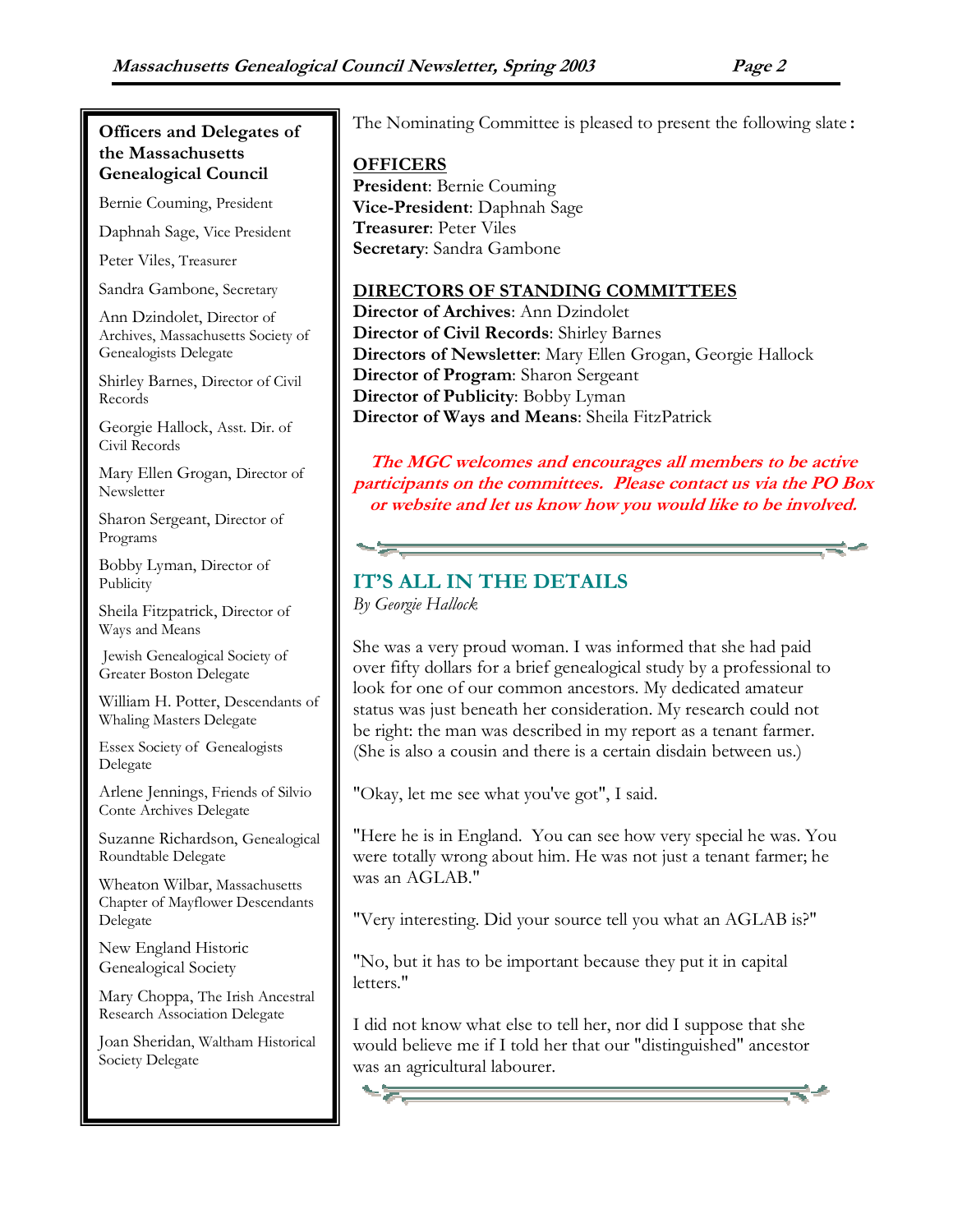## Officers and Delegates of the Massachusetts Genealogical Council

Bernie Couming, President

Daphnah Sage, Vice President

Peter Viles, Treasurer

Sandra Gambone, Secretary

Ann Dzindolet, Director of Archives, Massachusetts Society of Genealogists Delegate

Shirley Barnes, Director of Civil Records

Georgie Hallock, Asst. Dir. of Civil Records

Mary Ellen Grogan, Director of Newsletter

Sharon Sergeant, Director of Programs

Bobby Lyman, Director of Publicity

Sheila Fitzpatrick, Director of Ways and Means

Jewish Genealogical Society of Greater Boston Delegate

William H. Potter, Descendants of Whaling Masters Delegate

Essex Society of Genealogists Delegate

Arlene Jennings, Friends of Silvio Conte Archives Delegate

Suzanne Richardson, Genealogical Roundtable Delegate

Wheaton Wilbar, Massachusetts Chapter of Mayflower Descendants Delegate

New England Historic Genealogical Society

Mary Choppa, The Irish Ancestral Research Association Delegate

Joan Sheridan, Waltham Historical Society Delegate

The Nominating Committee is pleased to present the following slate:

**OFFICERS**

**President**: Bernie Couming
**Vice-President**: Daphnah Sage
**Treasurer**: Peter Viles
**Secretary**: Sandra Gambone

**DIRECTORS OF STANDING COMMITTEES**

**Director of Archives**: Ann Dzindolet
**Director of Civil Records**: Shirley Barnes
**Directors of Newsletter**: Mary Ellen Grogan, Georgie Hallock
**Director of Program**: Sharon Sergeant
**Director of Publicity**: Bobby Lyman
**Director of Ways and Means**: Sheila FitzPatrick

***The MGC welcomes and encourages all members to be active participants on the committees. Please contact us via the PO Box or website and let us know how you would like to be involved.***

## IT'S ALL IN THE DETAILS

*By Georgie Hallock*

She was a very proud woman. I was informed that she had paid over fifty dollars for a brief genealogical study by a professional to look for one of our common ancestors. My dedicated amateur status was just beneath her consideration. My research could not be right: the man was described in my report as a tenant farmer. (She is also a cousin and there is a certain disdain between us.)

"Okay, let me see what you've got", I said.

"Here he is in England. You can see how very special he was. You were totally wrong about him. He was not just a tenant farmer; he was an AGLAB."

"Very interesting. Did your source tell you what an AGLAB is?"

"No, but it has to be important because they put it in capital letters."

I did not know what else to tell her, nor did I suppose that she would believe me if I told her that our "distinguished" ancestor was an agricultural labourer.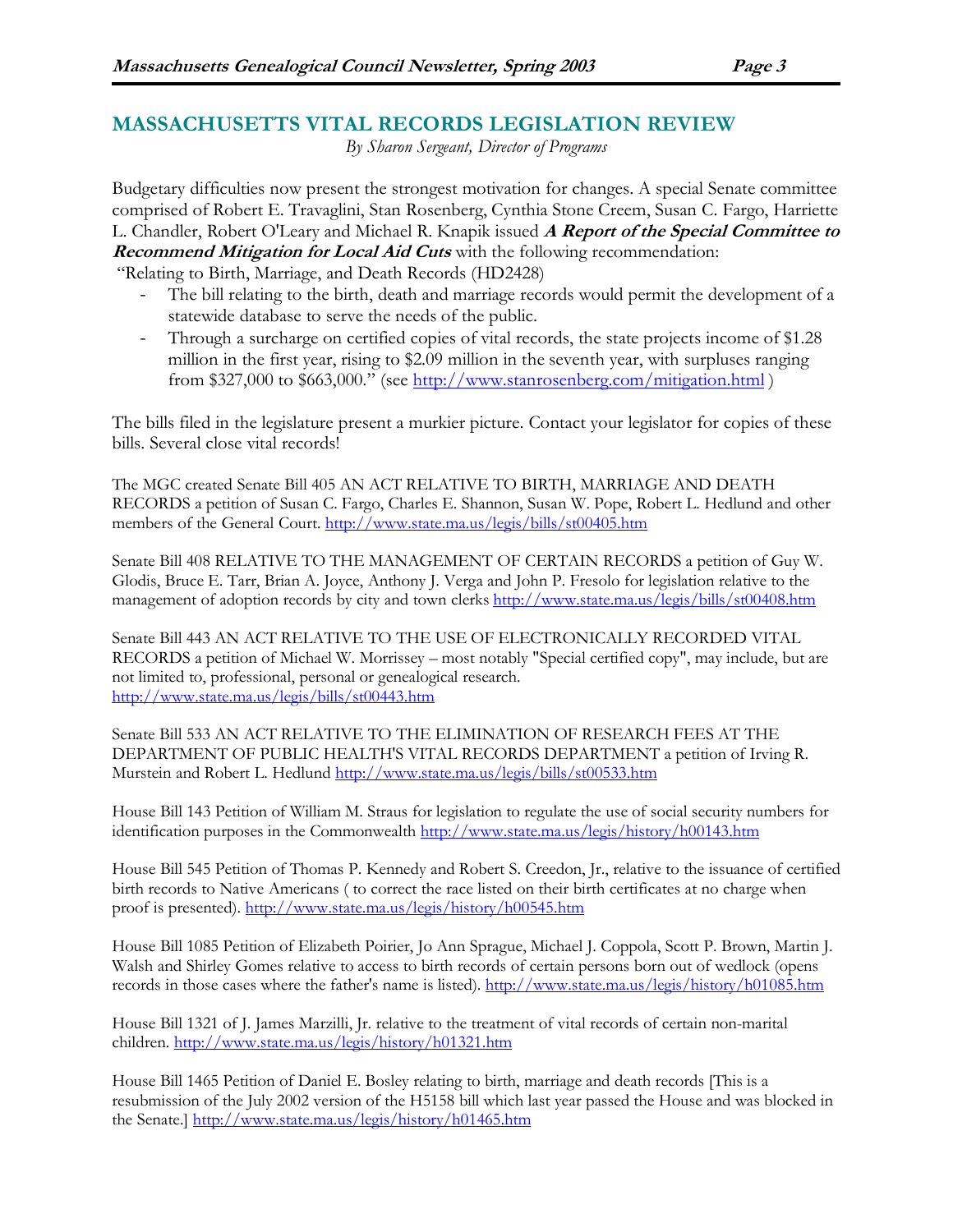## MASSACHUSETTS VITAL RECORDS LEGISLATION REVIEW

*By Sharon Sergeant, Director of Programs*

Budgetary difficulties now present the strongest motivation for changes. A special Senate committee comprised of Robert E. Travaglini, Stan Rosenberg, Cynthia Stone Creem, Susan C. Fargo, Harriette L. Chandler, Robert O'Leary and Michael R. Knapik issued ***A Report of the Special Committee to Recommend Mitigation for Local Aid Cuts*** with the following recommendation:

"Relating to Birth, Marriage, and Death Records (HD2428)

- The bill relating to the birth, death and marriage records would permit the development of a statewide database to serve the needs of the public.
- Through a surcharge on certified copies of vital records, the state projects income of $1.28 million in the first year, rising to $2.09 million in the seventh year, with surpluses ranging from $327,000 to $663,000." (see http://www.stanrosenberg.com/mitigation.html )

The bills filed in the legislature present a murkier picture. Contact your legislator for copies of these bills. Several close vital records!

The MGC created Senate Bill 405 AN ACT RELATIVE TO BIRTH, MARRIAGE AND DEATH RECORDS a petition of Susan C. Fargo, Charles E. Shannon, Susan W. Pope, Robert L. Hedlund and other members of the General Court. http://www.state.ma.us/legis/bills/st00405.htm

Senate Bill 408 RELATIVE TO THE MANAGEMENT OF CERTAIN RECORDS a petition of Guy W. Glodis, Bruce E. Tarr, Brian A. Joyce, Anthony J. Verga and John P. Fresolo for legislation relative to the management of adoption records by city and town clerks http://www.state.ma.us/legis/bills/st00408.htm

Senate Bill 443 AN ACT RELATIVE TO THE USE OF ELECTRONICALLY RECORDED VITAL RECORDS a petition of Michael W. Morrissey – most notably "Special certified copy", may include, but are not limited to, professional, personal or genealogical research. http://www.state.ma.us/legis/bills/st00443.htm

Senate Bill 533 AN ACT RELATIVE TO THE ELIMINATION OF RESEARCH FEES AT THE DEPARTMENT OF PUBLIC HEALTH'S VITAL RECORDS DEPARTMENT a petition of Irving R. Murstein and Robert L. Hedlund http://www.state.ma.us/legis/bills/st00533.htm

House Bill 143 Petition of William M. Straus for legislation to regulate the use of social security numbers for identification purposes in the Commonwealth http://www.state.ma.us/legis/history/h00143.htm

House Bill 545 Petition of Thomas P. Kennedy and Robert S. Creedon, Jr., relative to the issuance of certified birth records to Native Americans ( to correct the race listed on their birth certificates at no charge when proof is presented). http://www.state.ma.us/legis/history/h00545.htm

House Bill 1085 Petition of Elizabeth Poirier, Jo Ann Sprague, Michael J. Coppola, Scott P. Brown, Martin J. Walsh and Shirley Gomes relative to access to birth records of certain persons born out of wedlock (opens records in those cases where the father's name is listed). http://www.state.ma.us/legis/history/h01085.htm

House Bill 1321 of J. James Marzilli, Jr. relative to the treatment of vital records of certain non-marital children. http://www.state.ma.us/legis/history/h01321.htm

House Bill 1465 Petition of Daniel E. Bosley relating to birth, marriage and death records [This is a resubmission of the July 2002 version of the H5158 bill which last year passed the House and was blocked in the Senate.] http://www.state.ma.us/legis/history/h01465.htm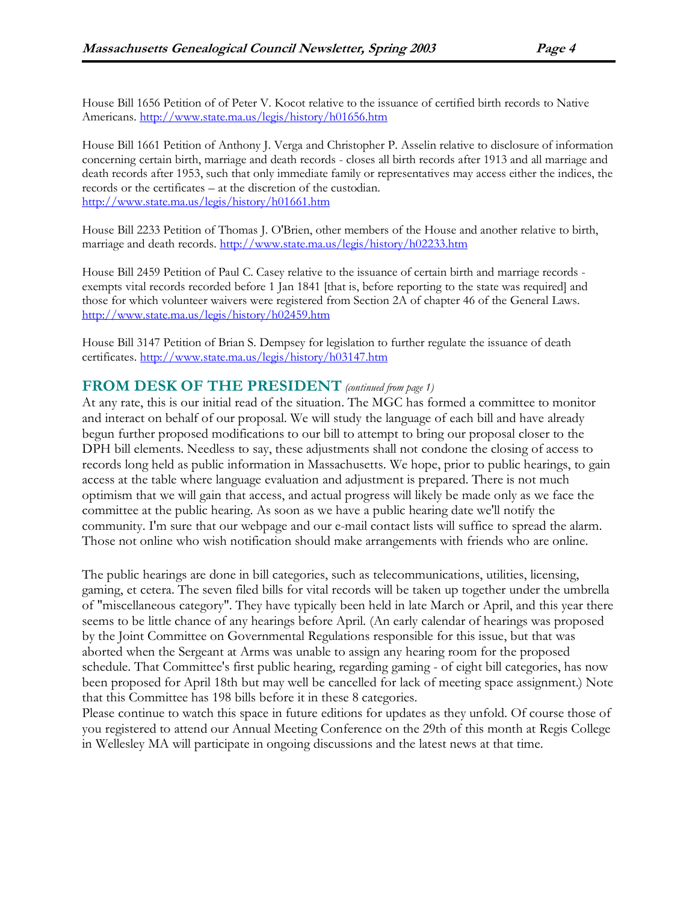House Bill 1656 Petition of of Peter V. Kocot relative to the issuance of certified birth records to Native Americans. http://www.state.ma.us/legis/history/h01656.htm

House Bill 1661 Petition of Anthony J. Verga and Christopher P. Asselin relative to disclosure of information concerning certain birth, marriage and death records - closes all birth records after 1913 and all marriage and death records after 1953, such that only immediate family or representatives may access either the indices, the records or the certificates – at the discretion of the custodian. http://www.state.ma.us/legis/history/h01661.htm

House Bill 2233 Petition of Thomas J. O'Brien, other members of the House and another relative to birth, marriage and death records. http://www.state.ma.us/legis/history/h02233.htm

House Bill 2459 Petition of Paul C. Casey relative to the issuance of certain birth and marriage records - exempts vital records recorded before 1 Jan 1841 [that is, before reporting to the state was required] and those for which volunteer waivers were registered from Section 2A of chapter 46 of the General Laws. http://www.state.ma.us/legis/history/h02459.htm

House Bill 3147 Petition of Brian S. Dempsey for legislation to further regulate the issuance of death certificates. http://www.state.ma.us/legis/history/h03147.htm

## FROM DESK OF THE PRESIDENT *(continued from page 1)*

At any rate, this is our initial read of the situation. The MGC has formed a committee to monitor and interact on behalf of our proposal. We will study the language of each bill and have already begun further proposed modifications to our bill to attempt to bring our proposal closer to the DPH bill elements. Needless to say, these adjustments shall not condone the closing of access to records long held as public information in Massachusetts. We hope, prior to public hearings, to gain access at the table where language evaluation and adjustment is prepared. There is not much optimism that we will gain that access, and actual progress will likely be made only as we face the committee at the public hearing. As soon as we have a public hearing date we'll notify the community. I'm sure that our webpage and our e-mail contact lists will suffice to spread the alarm. Those not online who wish notification should make arrangements with friends who are online.

The public hearings are done in bill categories, such as telecommunications, utilities, licensing, gaming, et cetera. The seven filed bills for vital records will be taken up together under the umbrella of "miscellaneous category". They have typically been held in late March or April, and this year there seems to be little chance of any hearings before April. (An early calendar of hearings was proposed by the Joint Committee on Governmental Regulations responsible for this issue, but that was aborted when the Sergeant at Arms was unable to assign any hearing room for the proposed schedule. That Committee's first public hearing, regarding gaming - of eight bill categories, has now been proposed for April 18th but may well be cancelled for lack of meeting space assignment.) Note that this Committee has 198 bills before it in these 8 categories.

Please continue to watch this space in future editions for updates as they unfold. Of course those of you registered to attend our Annual Meeting Conference on the 29th of this month at Regis College in Wellesley MA will participate in ongoing discussions and the latest news at that time.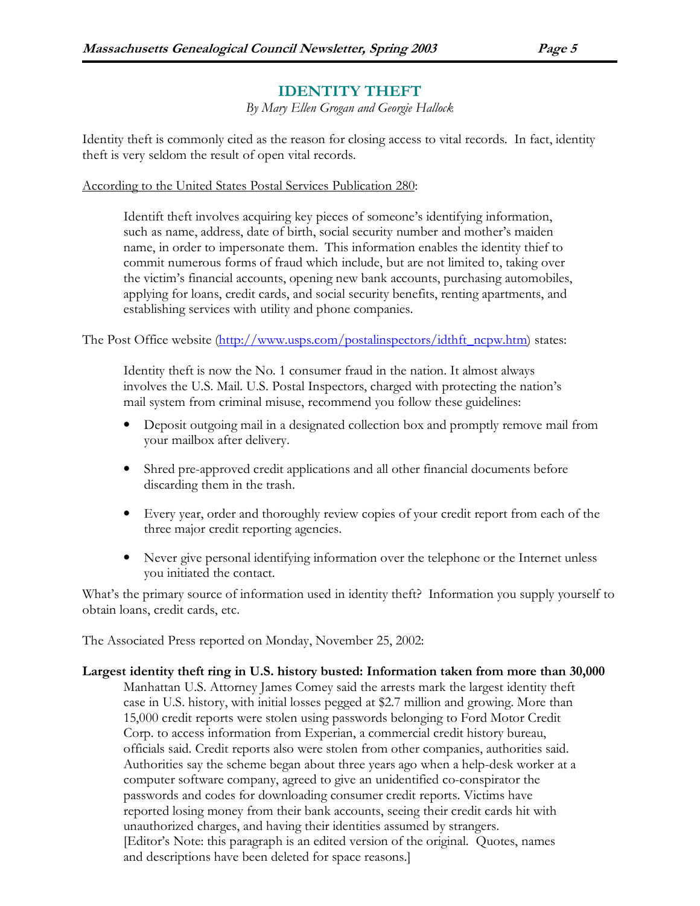## IDENTITY THEFT

*By Mary Ellen Grogan and Georgie Hallock*

Identity theft is commonly cited as the reason for closing access to vital records. In fact, identity theft is very seldom the result of open vital records.

According to the United States Postal Services Publication 280:

> Identift theft involves acquiring key pieces of someone's identifying information, such as name, address, date of birth, social security number and mother's maiden name, in order to impersonate them. This information enables the identity thief to commit numerous forms of fraud which include, but are not limited to, taking over the victim's financial accounts, opening new bank accounts, purchasing automobiles, applying for loans, credit cards, and social security benefits, renting apartments, and establishing services with utility and phone companies.

The Post Office website (http://www.usps.com/postalinspectors/idthft_ncpw.htm) states:

> Identity theft is now the No. 1 consumer fraud in the nation. It almost always involves the U.S. Mail. U.S. Postal Inspectors, charged with protecting the nation's mail system from criminal misuse, recommend you follow these guidelines:
>
> - Deposit outgoing mail in a designated collection box and promptly remove mail from your mailbox after delivery.
> - Shred pre-approved credit applications and all other financial documents before discarding them in the trash.
> - Every year, order and thoroughly review copies of your credit report from each of the three major credit reporting agencies.
> - Never give personal identifying information over the telephone or the Internet unless you initiated the contact.

What's the primary source of information used in identity theft? Information you supply yourself to obtain loans, credit cards, etc.

The Associated Press reported on Monday, November 25, 2002:

**Largest identity theft ring in U.S. history busted: Information taken from more than 30,000**

> Manhattan U.S. Attorney James Comey said the arrests mark the largest identity theft case in U.S. history, with initial losses pegged at $2.7 million and growing. More than 15,000 credit reports were stolen using passwords belonging to Ford Motor Credit Corp. to access information from Experian, a commercial credit history bureau, officials said. Credit reports also were stolen from other companies, authorities said. Authorities say the scheme began about three years ago when a help-desk worker at a computer software company, agreed to give an unidentified co-conspirator the passwords and codes for downloading consumer credit reports. Victims have reported losing money from their bank accounts, seeing their credit cards hit with unauthorized charges, and having their identities assumed by strangers. [Editor's Note: this paragraph is an edited version of the original. Quotes, names and descriptions have been deleted for space reasons.]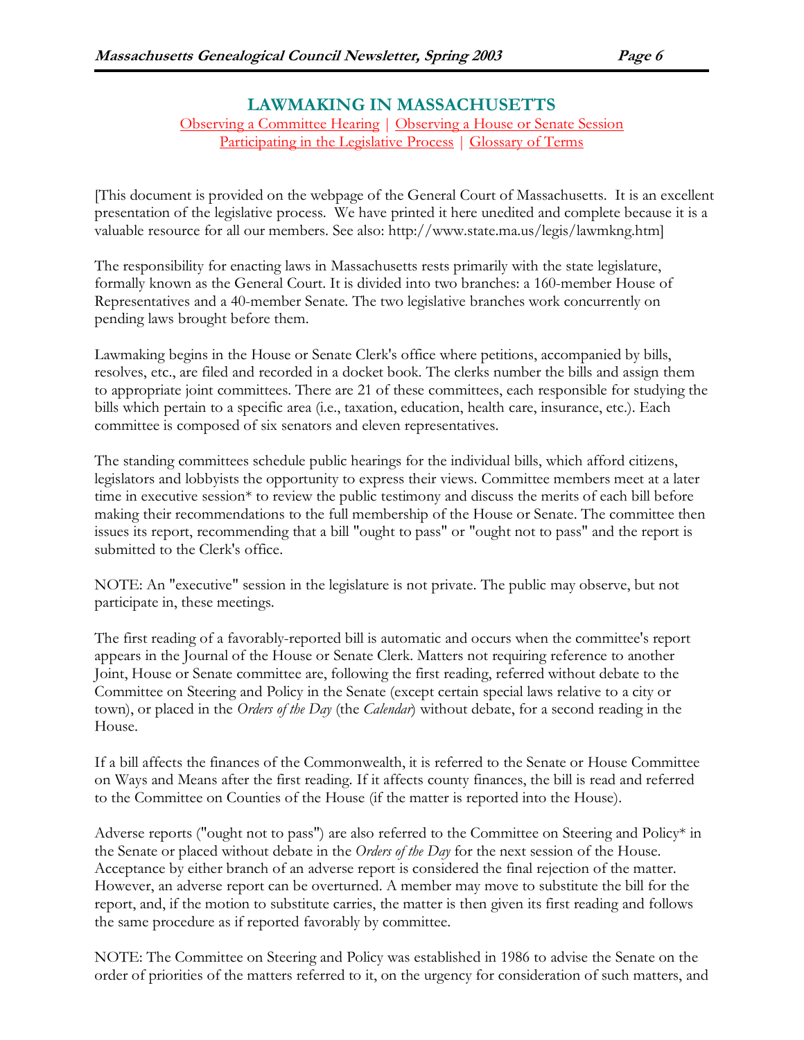## LAWMAKING IN MASSACHUSETTS

Observing a Committee Hearing | Observing a House or Senate Session
Participating in the Legislative Process | Glossary of Terms

[This document is provided on the webpage of the General Court of Massachusetts. It is an excellent presentation of the legislative process. We have printed it here unedited and complete because it is a valuable resource for all our members. See also: http://www.state.ma.us/legis/lawmkng.htm]

The responsibility for enacting laws in Massachusetts rests primarily with the state legislature, formally known as the General Court. It is divided into two branches: a 160-member House of Representatives and a 40-member Senate. The two legislative branches work concurrently on pending laws brought before them.

Lawmaking begins in the House or Senate Clerk's office where petitions, accompanied by bills, resolves, etc., are filed and recorded in a docket book. The clerks number the bills and assign them to appropriate joint committees. There are 21 of these committees, each responsible for studying the bills which pertain to a specific area (i.e., taxation, education, health care, insurance, etc.). Each committee is composed of six senators and eleven representatives.

The standing committees schedule public hearings for the individual bills, which afford citizens, legislators and lobbyists the opportunity to express their views. Committee members meet at a later time in executive session* to review the public testimony and discuss the merits of each bill before making their recommendations to the full membership of the House or Senate. The committee then issues its report, recommending that a bill "ought to pass" or "ought not to pass" and the report is submitted to the Clerk's office.

NOTE: An "executive" session in the legislature is not private. The public may observe, but not participate in, these meetings.

The first reading of a favorably-reported bill is automatic and occurs when the committee's report appears in the Journal of the House or Senate Clerk. Matters not requiring reference to another Joint, House or Senate committee are, following the first reading, referred without debate to the Committee on Steering and Policy in the Senate (except certain special laws relative to a city or town), or placed in the *Orders of the Day* (the *Calendar*) without debate, for a second reading in the House.

If a bill affects the finances of the Commonwealth, it is referred to the Senate or House Committee on Ways and Means after the first reading. If it affects county finances, the bill is read and referred to the Committee on Counties of the House (if the matter is reported into the House).

Adverse reports ("ought not to pass") are also referred to the Committee on Steering and Policy* in the Senate or placed without debate in the *Orders of the Day* for the next session of the House. Acceptance by either branch of an adverse report is considered the final rejection of the matter. However, an adverse report can be overturned. A member may move to substitute the bill for the report, and, if the motion to substitute carries, the matter is then given its first reading and follows the same procedure as if reported favorably by committee.

NOTE: The Committee on Steering and Policy was established in 1986 to advise the Senate on the order of priorities of the matters referred to it, on the urgency for consideration of such matters, and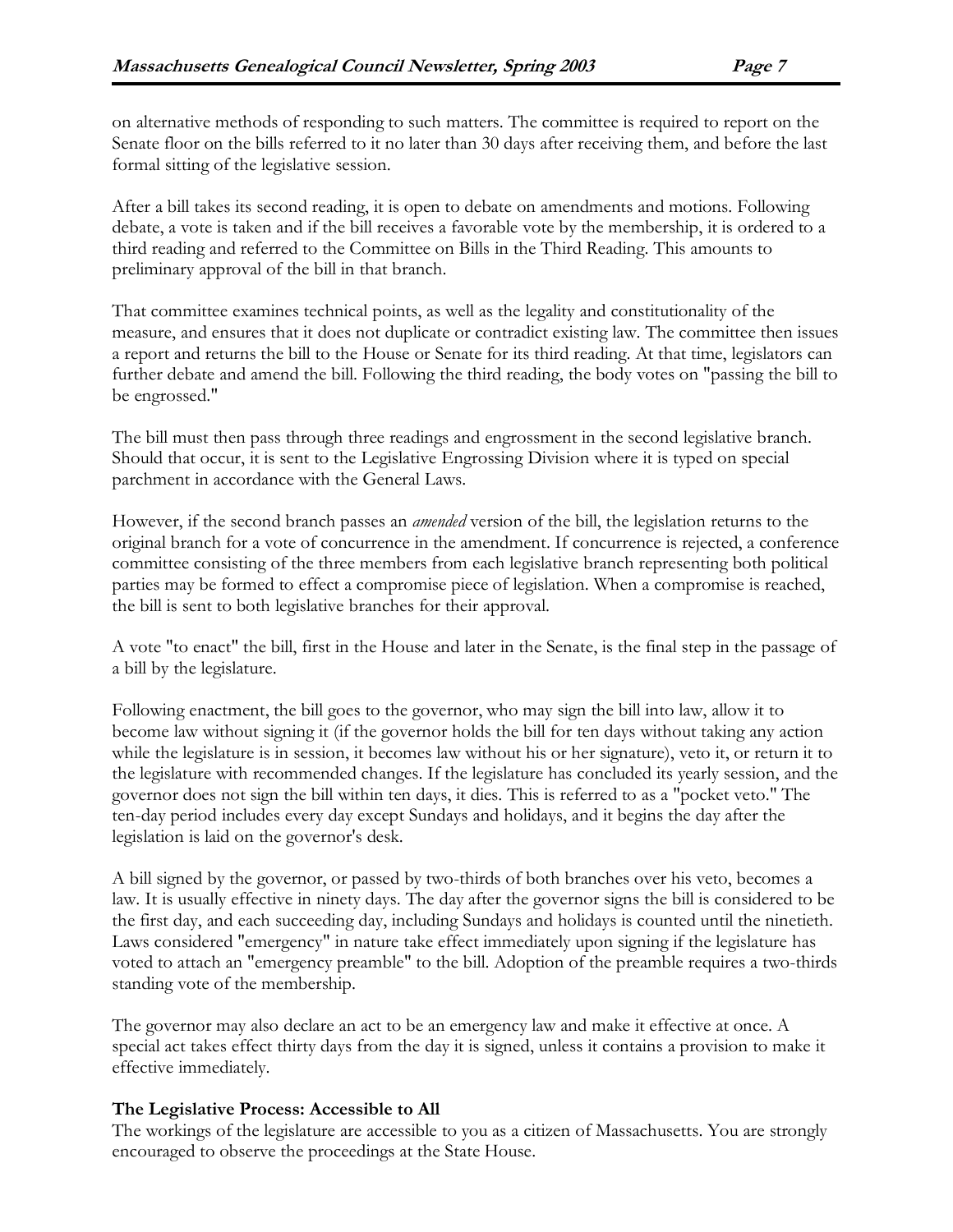on alternative methods of responding to such matters. The committee is required to report on the Senate floor on the bills referred to it no later than 30 days after receiving them, and before the last formal sitting of the legislative session.

After a bill takes its second reading, it is open to debate on amendments and motions. Following debate, a vote is taken and if the bill receives a favorable vote by the membership, it is ordered to a third reading and referred to the Committee on Bills in the Third Reading. This amounts to preliminary approval of the bill in that branch.

That committee examines technical points, as well as the legality and constitutionality of the measure, and ensures that it does not duplicate or contradict existing law. The committee then issues a report and returns the bill to the House or Senate for its third reading. At that time, legislators can further debate and amend the bill. Following the third reading, the body votes on "passing the bill to be engrossed."

The bill must then pass through three readings and engrossment in the second legislative branch. Should that occur, it is sent to the Legislative Engrossing Division where it is typed on special parchment in accordance with the General Laws.

However, if the second branch passes an *amended* version of the bill, the legislation returns to the original branch for a vote of concurrence in the amendment. If concurrence is rejected, a conference committee consisting of the three members from each legislative branch representing both political parties may be formed to effect a compromise piece of legislation. When a compromise is reached, the bill is sent to both legislative branches for their approval.

A vote "to enact" the bill, first in the House and later in the Senate, is the final step in the passage of a bill by the legislature.

Following enactment, the bill goes to the governor, who may sign the bill into law, allow it to become law without signing it (if the governor holds the bill for ten days without taking any action while the legislature is in session, it becomes law without his or her signature), veto it, or return it to the legislature with recommended changes. If the legislature has concluded its yearly session, and the governor does not sign the bill within ten days, it dies. This is referred to as a "pocket veto." The ten-day period includes every day except Sundays and holidays, and it begins the day after the legislation is laid on the governor's desk.

A bill signed by the governor, or passed by two-thirds of both branches over his veto, becomes a law. It is usually effective in ninety days. The day after the governor signs the bill is considered to be the first day, and each succeeding day, including Sundays and holidays is counted until the ninetieth. Laws considered "emergency" in nature take effect immediately upon signing if the legislature has voted to attach an "emergency preamble" to the bill. Adoption of the preamble requires a two-thirds standing vote of the membership.

The governor may also declare an act to be an emergency law and make it effective at once. A special act takes effect thirty days from the day it is signed, unless it contains a provision to make it effective immediately.

**The Legislative Process: Accessible to All**

The workings of the legislature are accessible to you as a citizen of Massachusetts. You are strongly encouraged to observe the proceedings at the State House.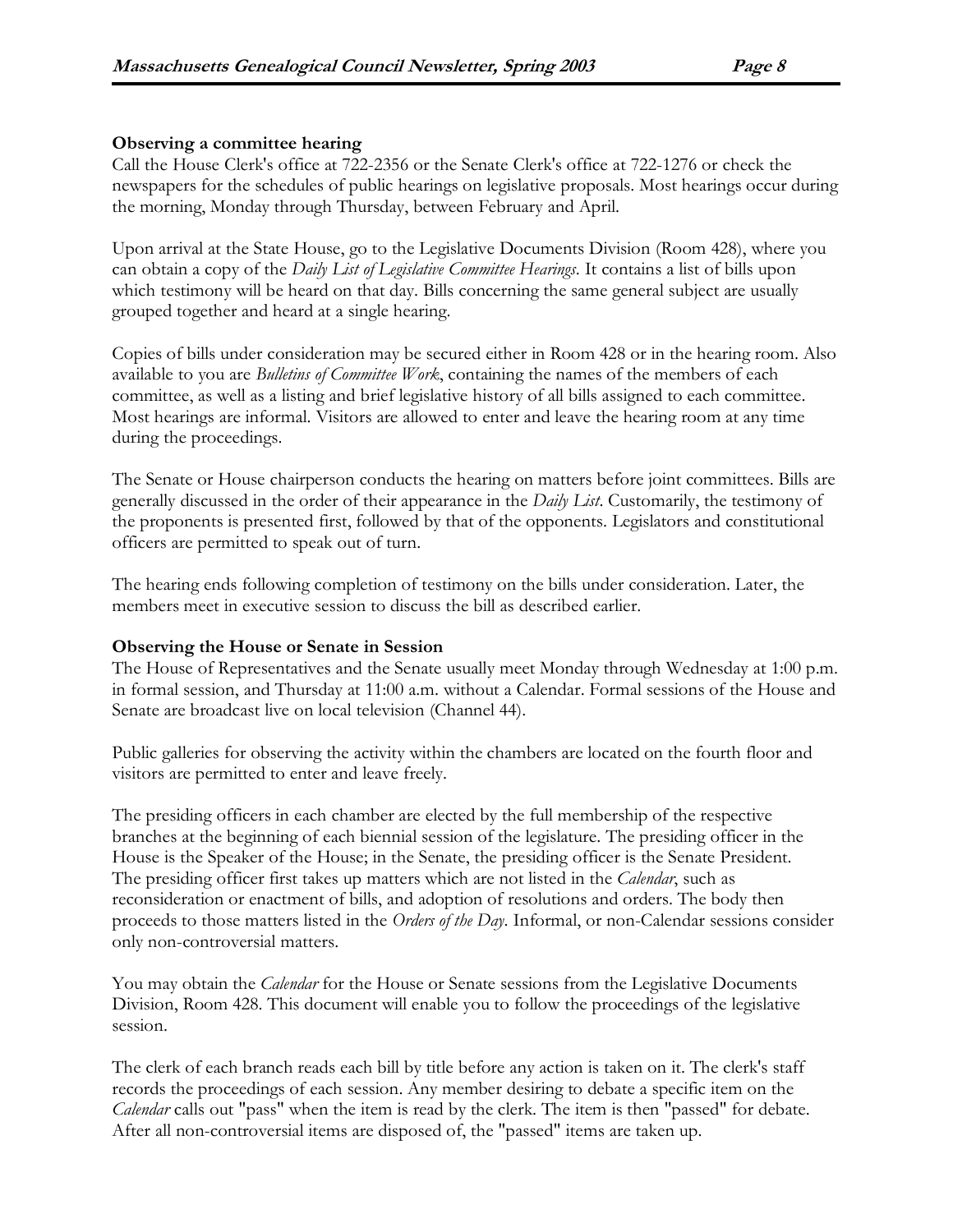**Observing a committee hearing**

Call the House Clerk's office at 722-2356 or the Senate Clerk's office at 722-1276 or check the newspapers for the schedules of public hearings on legislative proposals. Most hearings occur during the morning, Monday through Thursday, between February and April.

Upon arrival at the State House, go to the Legislative Documents Division (Room 428), where you can obtain a copy of the *Daily List of Legislative Committee Hearings*. It contains a list of bills upon which testimony will be heard on that day. Bills concerning the same general subject are usually grouped together and heard at a single hearing.

Copies of bills under consideration may be secured either in Room 428 or in the hearing room. Also available to you are *Bulletins of Committee Work*, containing the names of the members of each committee, as well as a listing and brief legislative history of all bills assigned to each committee. Most hearings are informal. Visitors are allowed to enter and leave the hearing room at any time during the proceedings.

The Senate or House chairperson conducts the hearing on matters before joint committees. Bills are generally discussed in the order of their appearance in the *Daily List*. Customarily, the testimony of the proponents is presented first, followed by that of the opponents. Legislators and constitutional officers are permitted to speak out of turn.

The hearing ends following completion of testimony on the bills under consideration. Later, the members meet in executive session to discuss the bill as described earlier.

**Observing the House or Senate in Session**

The House of Representatives and the Senate usually meet Monday through Wednesday at 1:00 p.m. in formal session, and Thursday at 11:00 a.m. without a Calendar. Formal sessions of the House and Senate are broadcast live on local television (Channel 44).

Public galleries for observing the activity within the chambers are located on the fourth floor and visitors are permitted to enter and leave freely.

The presiding officers in each chamber are elected by the full membership of the respective branches at the beginning of each biennial session of the legislature. The presiding officer in the House is the Speaker of the House; in the Senate, the presiding officer is the Senate President. The presiding officer first takes up matters which are not listed in the *Calendar*, such as reconsideration or enactment of bills, and adoption of resolutions and orders. The body then proceeds to those matters listed in the *Orders of the Day*. Informal, or non-Calendar sessions consider only non-controversial matters.

You may obtain the *Calendar* for the House or Senate sessions from the Legislative Documents Division, Room 428. This document will enable you to follow the proceedings of the legislative session.

The clerk of each branch reads each bill by title before any action is taken on it. The clerk's staff records the proceedings of each session. Any member desiring to debate a specific item on the *Calendar* calls out "pass" when the item is read by the clerk. The item is then "passed" for debate. After all non-controversial items are disposed of, the "passed" items are taken up.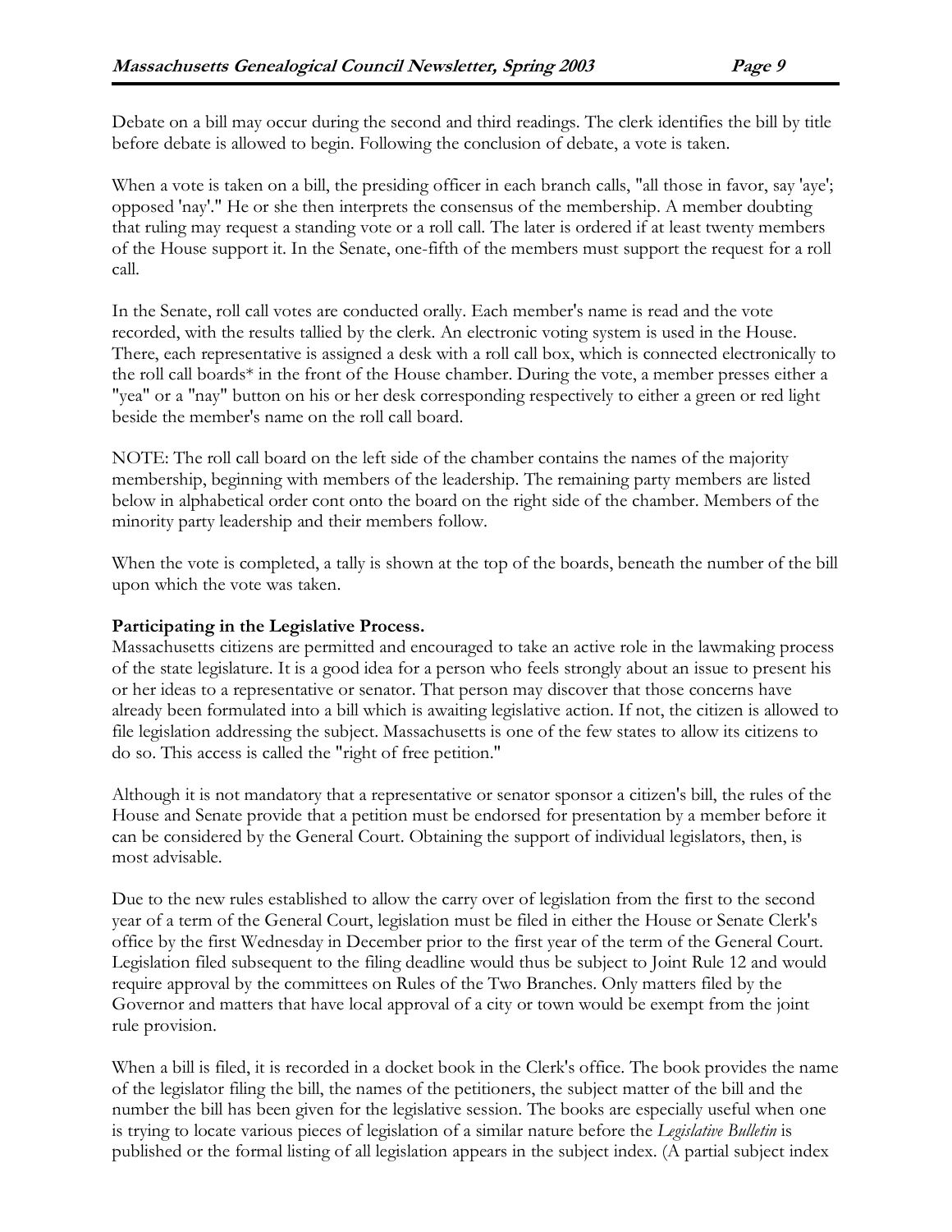Debate on a bill may occur during the second and third readings. The clerk identifies the bill by title before debate is allowed to begin. Following the conclusion of debate, a vote is taken.

When a vote is taken on a bill, the presiding officer in each branch calls, "all those in favor, say 'aye'; opposed 'nay'." He or she then interprets the consensus of the membership. A member doubting that ruling may request a standing vote or a roll call. The later is ordered if at least twenty members of the House support it. In the Senate, one-fifth of the members must support the request for a roll call.

In the Senate, roll call votes are conducted orally. Each member's name is read and the vote recorded, with the results tallied by the clerk. An electronic voting system is used in the House. There, each representative is assigned a desk with a roll call box, which is connected electronically to the roll call boards* in the front of the House chamber. During the vote, a member presses either a "yea" or a "nay" button on his or her desk corresponding respectively to either a green or red light beside the member's name on the roll call board.

NOTE: The roll call board on the left side of the chamber contains the names of the majority membership, beginning with members of the leadership. The remaining party members are listed below in alphabetical order cont onto the board on the right side of the chamber. Members of the minority party leadership and their members follow.

When the vote is completed, a tally is shown at the top of the boards, beneath the number of the bill upon which the vote was taken.

**Participating in the Legislative Process.**
Massachusetts citizens are permitted and encouraged to take an active role in the lawmaking process of the state legislature. It is a good idea for a person who feels strongly about an issue to present his or her ideas to a representative or senator. That person may discover that those concerns have already been formulated into a bill which is awaiting legislative action. If not, the citizen is allowed to file legislation addressing the subject. Massachusetts is one of the few states to allow its citizens to do so. This access is called the "right of free petition."

Although it is not mandatory that a representative or senator sponsor a citizen's bill, the rules of the House and Senate provide that a petition must be endorsed for presentation by a member before it can be considered by the General Court. Obtaining the support of individual legislators, then, is most advisable.

Due to the new rules established to allow the carry over of legislation from the first to the second year of a term of the General Court, legislation must be filed in either the House or Senate Clerk's office by the first Wednesday in December prior to the first year of the term of the General Court. Legislation filed subsequent to the filing deadline would thus be subject to Joint Rule 12 and would require approval by the committees on Rules of the Two Branches. Only matters filed by the Governor and matters that have local approval of a city or town would be exempt from the joint rule provision.

When a bill is filed, it is recorded in a docket book in the Clerk's office. The book provides the name of the legislator filing the bill, the names of the petitioners, the subject matter of the bill and the number the bill has been given for the legislative session. The books are especially useful when one is trying to locate various pieces of legislation of a similar nature before the *Legislative Bulletin* is published or the formal listing of all legislation appears in the subject index. (A partial subject index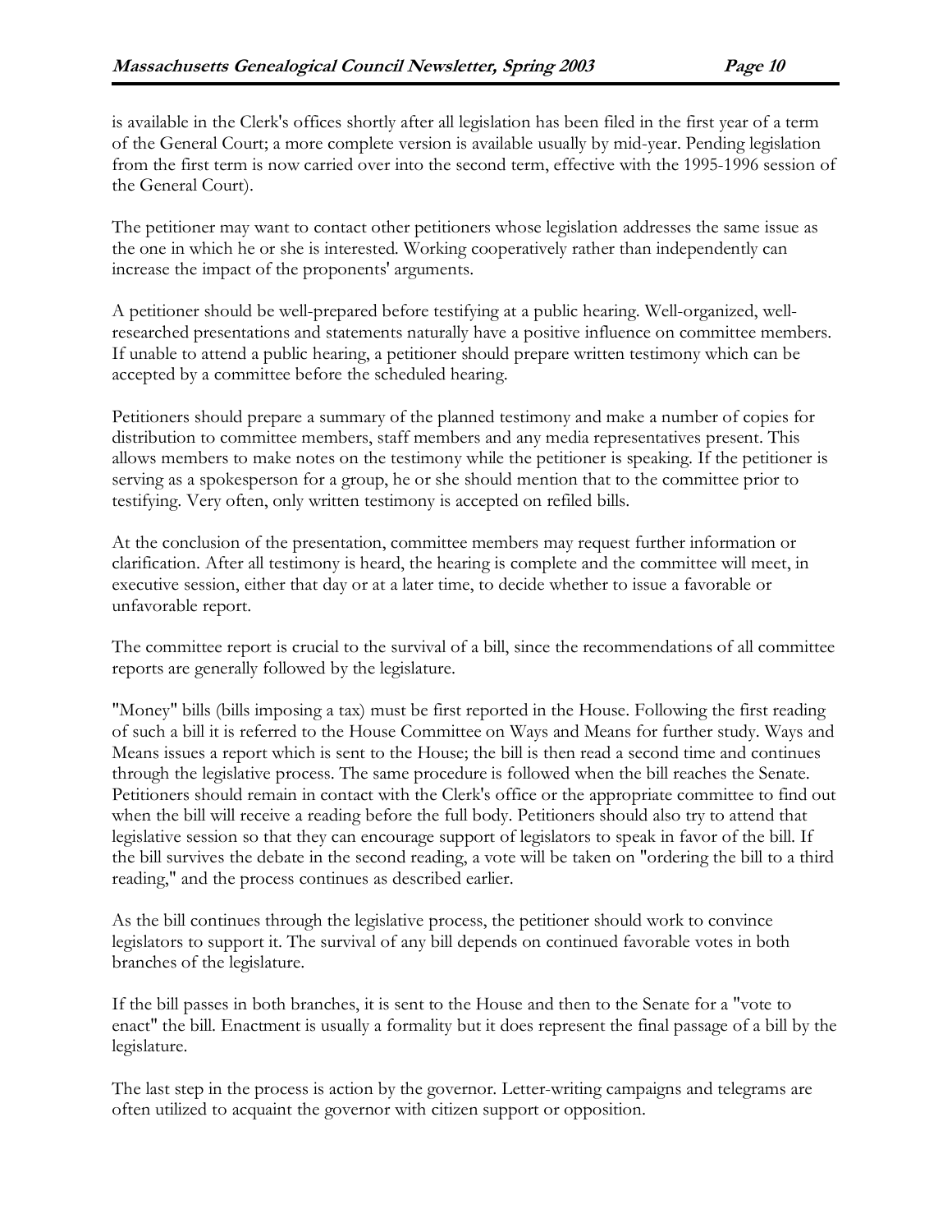is available in the Clerk's offices shortly after all legislation has been filed in the first year of a term of the General Court; a more complete version is available usually by mid-year. Pending legislation from the first term is now carried over into the second term, effective with the 1995-1996 session of the General Court).

The petitioner may want to contact other petitioners whose legislation addresses the same issue as the one in which he or she is interested. Working cooperatively rather than independently can increase the impact of the proponents' arguments.

A petitioner should be well-prepared before testifying at a public hearing. Well-organized, well-researched presentations and statements naturally have a positive influence on committee members. If unable to attend a public hearing, a petitioner should prepare written testimony which can be accepted by a committee before the scheduled hearing.

Petitioners should prepare a summary of the planned testimony and make a number of copies for distribution to committee members, staff members and any media representatives present. This allows members to make notes on the testimony while the petitioner is speaking. If the petitioner is serving as a spokesperson for a group, he or she should mention that to the committee prior to testifying. Very often, only written testimony is accepted on refiled bills.

At the conclusion of the presentation, committee members may request further information or clarification. After all testimony is heard, the hearing is complete and the committee will meet, in executive session, either that day or at a later time, to decide whether to issue a favorable or unfavorable report.

The committee report is crucial to the survival of a bill, since the recommendations of all committee reports are generally followed by the legislature.

"Money" bills (bills imposing a tax) must be first reported in the House. Following the first reading of such a bill it is referred to the House Committee on Ways and Means for further study. Ways and Means issues a report which is sent to the House; the bill is then read a second time and continues through the legislative process. The same procedure is followed when the bill reaches the Senate. Petitioners should remain in contact with the Clerk's office or the appropriate committee to find out when the bill will receive a reading before the full body. Petitioners should also try to attend that legislative session so that they can encourage support of legislators to speak in favor of the bill. If the bill survives the debate in the second reading, a vote will be taken on "ordering the bill to a third reading," and the process continues as described earlier.

As the bill continues through the legislative process, the petitioner should work to convince legislators to support it. The survival of any bill depends on continued favorable votes in both branches of the legislature.

If the bill passes in both branches, it is sent to the House and then to the Senate for a "vote to enact" the bill. Enactment is usually a formality but it does represent the final passage of a bill by the legislature.

The last step in the process is action by the governor. Letter-writing campaigns and telegrams are often utilized to acquaint the governor with citizen support or opposition.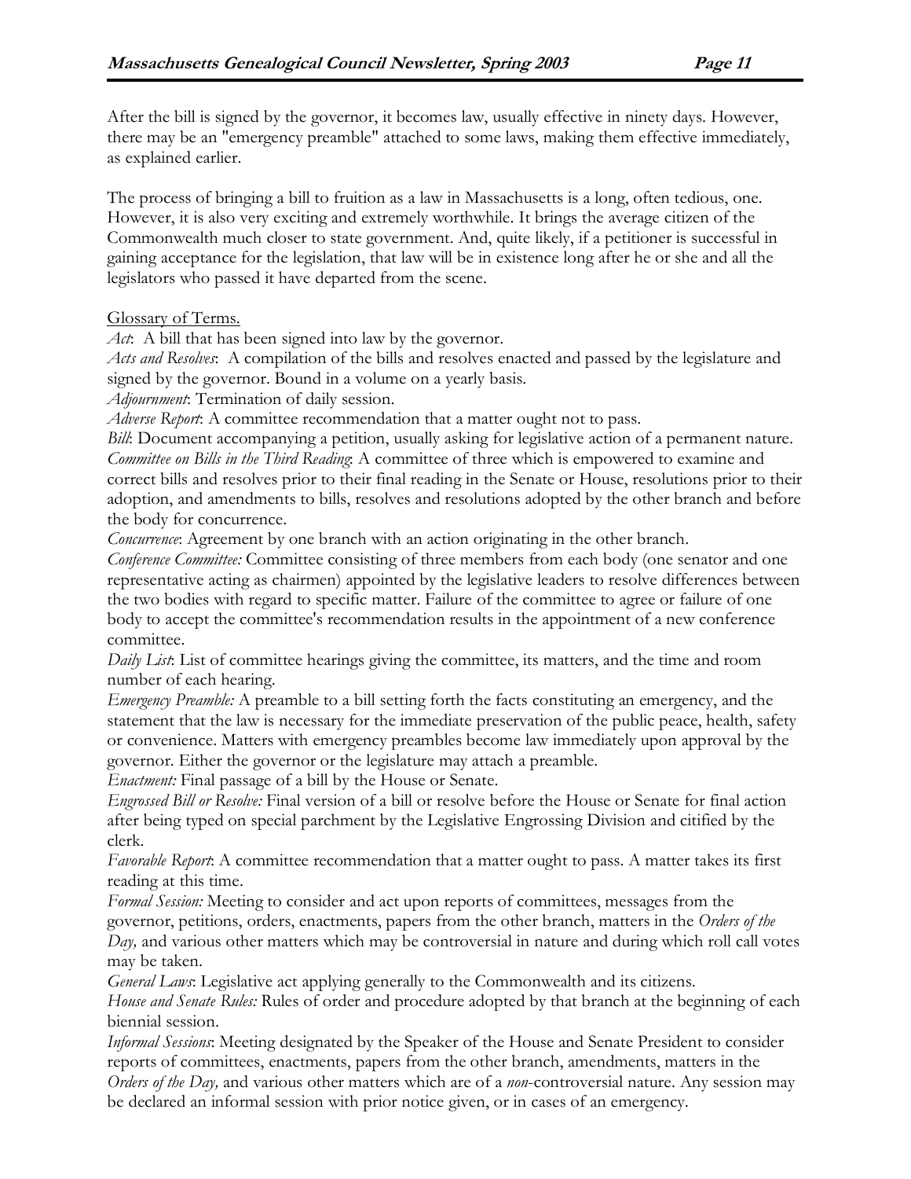After the bill is signed by the governor, it becomes law, usually effective in ninety days. However, there may be an "emergency preamble" attached to some laws, making them effective immediately, as explained earlier.

The process of bringing a bill to fruition as a law in Massachusetts is a long, often tedious, one. However, it is also very exciting and extremely worthwhile. It brings the average citizen of the Commonwealth much closer to state government. And, quite likely, if a petitioner is successful in gaining acceptance for the legislation, that law will be in existence long after he or she and all the legislators who passed it have departed from the scene.

Glossary of Terms.

*Act*: A bill that has been signed into law by the governor.
*Acts and Resolves*: A compilation of the bills and resolves enacted and passed by the legislature and signed by the governor. Bound in a volume on a yearly basis.
*Adjournment*: Termination of daily session.
*Adverse Report*: A committee recommendation that a matter ought not to pass.
*Bill*: Document accompanying a petition, usually asking for legislative action of a permanent nature.
*Committee on Bills in the Third Reading*: A committee of three which is empowered to examine and correct bills and resolves prior to their final reading in the Senate or House, resolutions prior to their adoption, and amendments to bills, resolves and resolutions adopted by the other branch and before the body for concurrence.
*Concurrence*: Agreement by one branch with an action originating in the other branch.
*Conference Committee:* Committee consisting of three members from each body (one senator and one representative acting as chairmen) appointed by the legislative leaders to resolve differences between the two bodies with regard to specific matter. Failure of the committee to agree or failure of one body to accept the committee's recommendation results in the appointment of a new conference committee.
*Daily List*: List of committee hearings giving the committee, its matters, and the time and room number of each hearing.
*Emergency Preamble:* A preamble to a bill setting forth the facts constituting an emergency, and the statement that the law is necessary for the immediate preservation of the public peace, health, safety or convenience. Matters with emergency preambles become law immediately upon approval by the governor. Either the governor or the legislature may attach a preamble.
*Enactment:* Final passage of a bill by the House or Senate.
*Engrossed Bill or Resolve:* Final version of a bill or resolve before the House or Senate for final action after being typed on special parchment by the Legislative Engrossing Division and citified by the clerk.
*Favorable Report*: A committee recommendation that a matter ought to pass. A matter takes its first reading at this time.
*Formal Session:* Meeting to consider and act upon reports of committees, messages from the governor, petitions, orders, enactments, papers from the other branch, matters in the *Orders of the Day,* and various other matters which may be controversial in nature and during which roll call votes may be taken.
*General Laws*: Legislative act applying generally to the Commonwealth and its citizens.
*House and Senate Rules:* Rules of order and procedure adopted by that branch at the beginning of each biennial session.
*Informal Sessions*: Meeting designated by the Speaker of the House and Senate President to consider reports of committees, enactments, papers from the other branch, amendments, matters in the *Orders of the Day,* and various other matters which are of a *non*-controversial nature. Any session may be declared an informal session with prior notice given, or in cases of an emergency.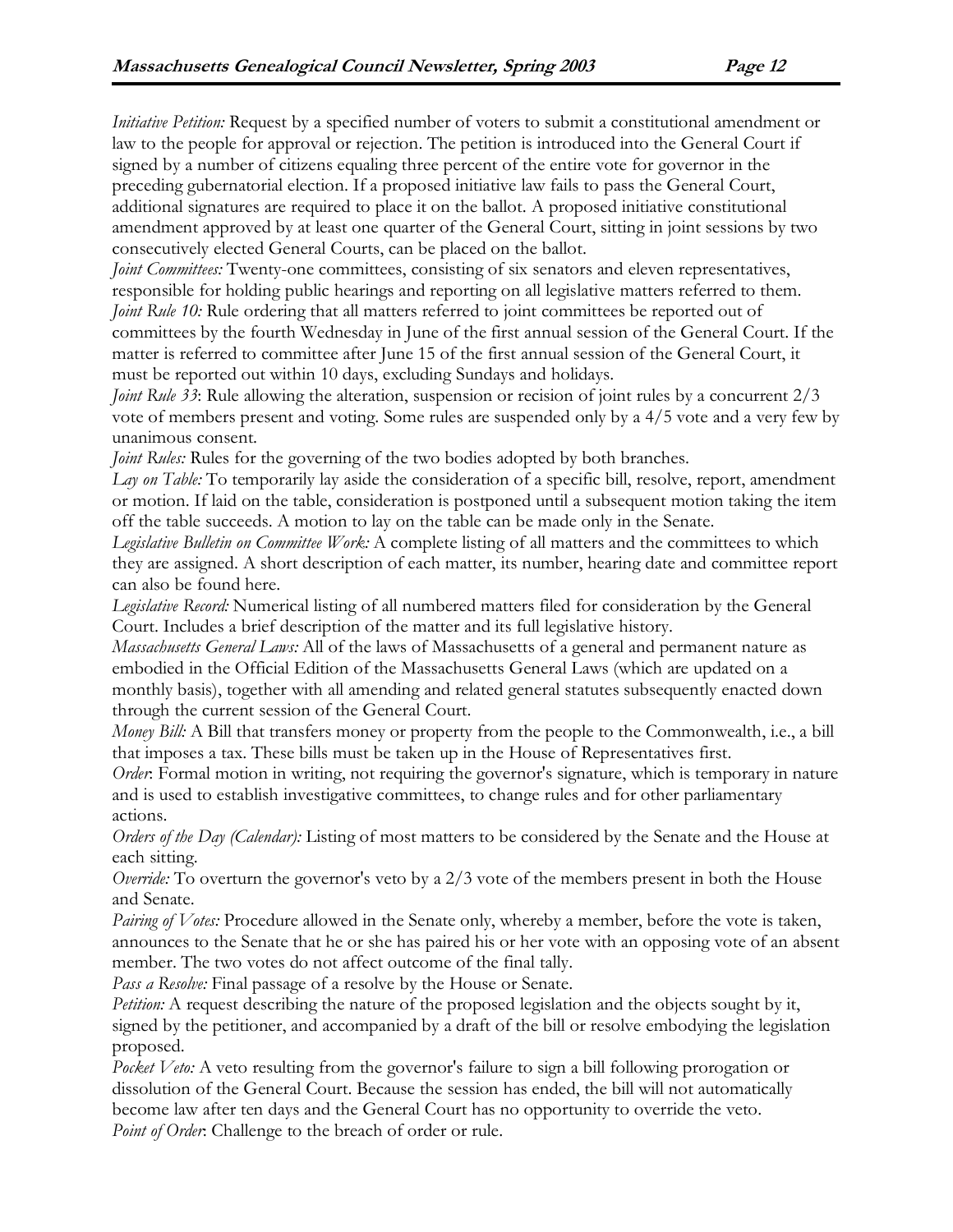*Initiative Petition:* Request by a specified number of voters to submit a constitutional amendment or law to the people for approval or rejection. The petition is introduced into the General Court if signed by a number of citizens equaling three percent of the entire vote for governor in the preceding gubernatorial election. If a proposed initiative law fails to pass the General Court, additional signatures are required to place it on the ballot. A proposed initiative constitutional amendment approved by at least one quarter of the General Court, sitting in joint sessions by two consecutively elected General Courts, can be placed on the ballot.

*Joint Committees:* Twenty-one committees, consisting of six senators and eleven representatives, responsible for holding public hearings and reporting on all legislative matters referred to them.

*Joint Rule 10:* Rule ordering that all matters referred to joint committees be reported out of committees by the fourth Wednesday in June of the first annual session of the General Court. If the matter is referred to committee after June 15 of the first annual session of the General Court, it must be reported out within 10 days, excluding Sundays and holidays.

*Joint Rule 33*: Rule allowing the alteration, suspension or recision of joint rules by a concurrent 2/3 vote of members present and voting. Some rules are suspended only by a 4/5 vote and a very few by unanimous consent.

*Joint Rules:* Rules for the governing of the two bodies adopted by both branches.

*Lay on Table:* To temporarily lay aside the consideration of a specific bill, resolve, report, amendment or motion. If laid on the table, consideration is postponed until a subsequent motion taking the item off the table succeeds. A motion to lay on the table can be made only in the Senate.

*Legislative Bulletin on Committee Work:* A complete listing of all matters and the committees to which they are assigned. A short description of each matter, its number, hearing date and committee report can also be found here.

*Legislative Record:* Numerical listing of all numbered matters filed for consideration by the General Court. Includes a brief description of the matter and its full legislative history.

*Massachusetts General Laws:* All of the laws of Massachusetts of a general and permanent nature as embodied in the Official Edition of the Massachusetts General Laws (which are updated on a monthly basis), together with all amending and related general statutes subsequently enacted down through the current session of the General Court.

*Money Bill:* A Bill that transfers money or property from the people to the Commonwealth, i.e., a bill that imposes a tax. These bills must be taken up in the House of Representatives first.

*Order*: Formal motion in writing, not requiring the governor's signature, which is temporary in nature and is used to establish investigative committees, to change rules and for other parliamentary actions.

*Orders of the Day (Calendar):* Listing of most matters to be considered by the Senate and the House at each sitting.

*Override:* To overturn the governor's veto by a 2/3 vote of the members present in both the House and Senate.

*Pairing of Votes:* Procedure allowed in the Senate only, whereby a member, before the vote is taken, announces to the Senate that he or she has paired his or her vote with an opposing vote of an absent member. The two votes do not affect outcome of the final tally.

*Pass a Resolve:* Final passage of a resolve by the House or Senate.

*Petition:* A request describing the nature of the proposed legislation and the objects sought by it, signed by the petitioner, and accompanied by a draft of the bill or resolve embodying the legislation proposed.

*Pocket Veto:* A veto resulting from the governor's failure to sign a bill following prorogation or dissolution of the General Court. Because the session has ended, the bill will not automatically become law after ten days and the General Court has no opportunity to override the veto.

*Point of Order*: Challenge to the breach of order or rule.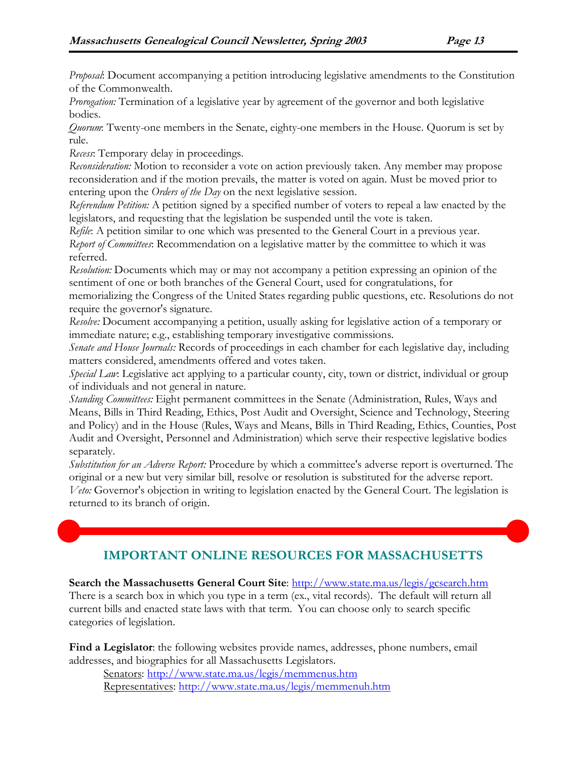*Proposal*: Document accompanying a petition introducing legislative amendments to the Constitution of the Commonwealth.
*Prorogation:* Termination of a legislative year by agreement of the governor and both legislative bodies.
*Quorum*: Twenty-one members in the Senate, eighty-one members in the House. Quorum is set by rule.
*Recess*: Temporary delay in proceedings.
*Reconsideration:* Motion to reconsider a vote on action previously taken. Any member may propose reconsideration and if the motion prevails, the matter is voted on again. Must be moved prior to entering upon the *Orders of the Day* on the next legislative session.
*Referendum Petition:* A petition signed by a specified number of voters to repeal a law enacted by the legislators, and requesting that the legislation be suspended until the vote is taken.
*Refile*: A petition similar to one which was presented to the General Court in a previous year.
*Report of Committees*: Recommendation on a legislative matter by the committee to which it was referred.
*Resolution:* Documents which may or may not accompany a petition expressing an opinion of the sentiment of one or both branches of the General Court, used for congratulations, for memorializing the Congress of the United States regarding public questions, etc. Resolutions do not require the governor's signature.
*Resolve:* Document accompanying a petition, usually asking for legislative action of a temporary or immediate nature; e.g., establishing temporary investigative commissions.
*Senate and House Journals:* Records of proceedings in each chamber for each legislative day, including matters considered, amendments offered and votes taken.
*Special Law*: Legislative act applying to a particular county, city, town or district, individual or group of individuals and not general in nature.
*Standing Committees:* Eight permanent committees in the Senate (Administration, Rules, Ways and Means, Bills in Third Reading, Ethics, Post Audit and Oversight, Science and Technology, Steering and Policy) and in the House (Rules, Ways and Means, Bills in Third Reading, Ethics, Counties, Post Audit and Oversight, Personnel and Administration) which serve their respective legislative bodies separately.
*Substitution for an Adverse Report:* Procedure by which a committee's adverse report is overturned. The original or a new but very similar bill, resolve or resolution is substituted for the adverse report.
*Veto:* Governor's objection in writing to legislation enacted by the General Court. The legislation is returned to its branch of origin.

## IMPORTANT ONLINE RESOURCES FOR MASSACHUSETTS

**Search the Massachusetts General Court Site**: http://www.state.ma.us/legis/gcsearch.htm
There is a search box in which you type in a term (ex., vital records). The default will return all current bills and enacted state laws with that term. You can choose only to search specific categories of legislation.

**Find a Legislator**: the following websites provide names, addresses, phone numbers, email addresses, and biographies for all Massachusetts Legislators.

Senators: http://www.state.ma.us/legis/memmenus.htm
Representatives: http://www.state.ma.us/legis/memmenuh.htm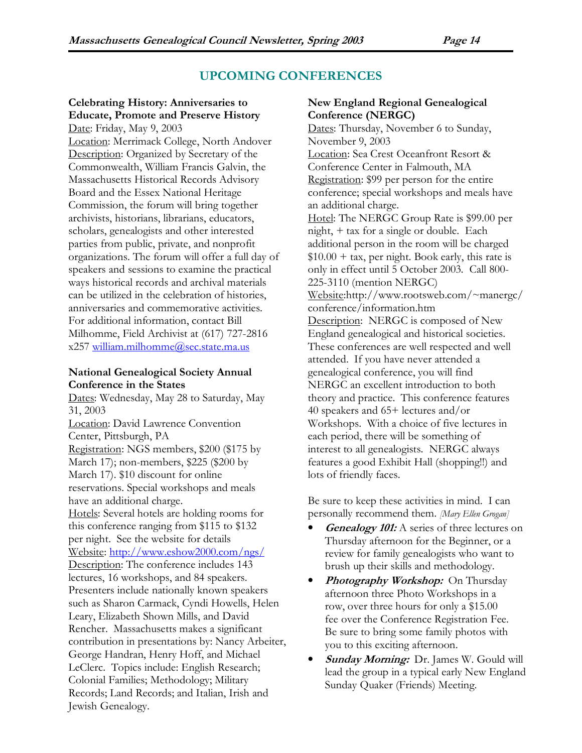## UPCOMING CONFERENCES

**Celebrating History: Anniversaries to Educate, Promote and Preserve History**
Date: Friday, May 9, 2003
Location: Merrimack College, North Andover
Description: Organized by Secretary of the Commonwealth, William Francis Galvin, the Massachusetts Historical Records Advisory Board and the Essex National Heritage Commission, the forum will bring together archivists, historians, librarians, educators, scholars, genealogists and other interested parties from public, private, and nonprofit organizations. The forum will offer a full day of speakers and sessions to examine the practical ways historical records and archival materials can be utilized in the celebration of histories, anniversaries and commemorative activities. For additional information, contact Bill Milhomme, Field Archivist at (617) 727-2816 x257 william.milhomme@sec.state.ma.us

**National Genealogical Society Annual Conference in the States**
Dates: Wednesday, May 28 to Saturday, May 31, 2003
Location: David Lawrence Convention Center, Pittsburgh, PA
Registration: NGS members, $200 ($175 by March 17); non-members, $225 ($200 by March 17). $10 discount for online reservations. Special workshops and meals have an additional charge.
Hotels: Several hotels are holding rooms for this conference ranging from $115 to $132 per night. See the website for details
Website: http://www.eshow2000.com/ngs/
Description: The conference includes 143 lectures, 16 workshops, and 84 speakers. Presenters include nationally known speakers such as Sharon Carmack, Cyndi Howells, Helen Leary, Elizabeth Shown Mills, and David Rencher. Massachusetts makes a significant contribution in presentations by: Nancy Arbeiter, George Handran, Henry Hoff, and Michael LeClerc. Topics include: English Research; Colonial Families; Methodology; Military Records; Land Records; and Italian, Irish and Jewish Genealogy.

**New England Regional Genealogical Conference (NERGC)**
Dates: Thursday, November 6 to Sunday, November 9, 2003
Location: Sea Crest Oceanfront Resort & Conference Center in Falmouth, MA
Registration: $99 per person for the entire conference; special workshops and meals have an additional charge.
Hotel: The NERGC Group Rate is $99.00 per night, + tax for a single or double. Each additional person in the room will be charged $10.00 + tax, per night. Book early, this rate is only in effect until 5 October 2003. Call 800-225-3110 (mention NERGC)
Website:http://www.rootsweb.com/~manergc/conference/information.htm
Description: NERGC is composed of New England genealogical and historical societies. These conferences are well respected and well attended. If you have never attended a genealogical conference, you will find NERGC an excellent introduction to both theory and practice. This conference features 40 speakers and 65+ lectures and/or Workshops. With a choice of five lectures in each period, there will be something of interest to all genealogists. NERGC always features a good Exhibit Hall (shopping!!) and lots of friendly faces.

Be sure to keep these activities in mind. I can personally recommend them. *[Mary Ellen Grogan]*

- ***Genealogy 101:*** A series of three lectures on Thursday afternoon for the Beginner, or a review for family genealogists who want to brush up their skills and methodology.
- ***Photography Workshop:*** On Thursday afternoon three Photo Workshops in a row, over three hours for only a $15.00 fee over the Conference Registration Fee. Be sure to bring some family photos with you to this exciting afternoon.
- ***Sunday Morning:*** Dr. James W. Gould will lead the group in a typical early New England Sunday Quaker (Friends) Meeting.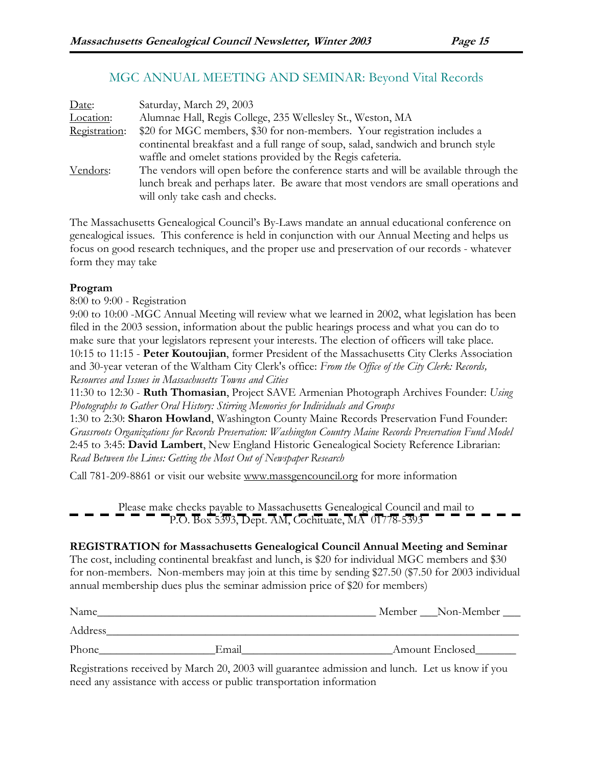## MGC ANNUAL MEETING AND SEMINAR: Beyond Vital Records

Date: Saturday, March 29, 2003

Location: Alumnae Hall, Regis College, 235 Wellesley St., Weston, MA

Registration: $20 for MGC members, $30 for non-members. Your registration includes a continental breakfast and a full range of soup, salad, sandwich and brunch style waffle and omelet stations provided by the Regis cafeteria.

Vendors: The vendors will open before the conference starts and will be available through the lunch break and perhaps later. Be aware that most vendors are small operations and will only take cash and checks.

The Massachusetts Genealogical Council's By-Laws mandate an annual educational conference on genealogical issues. This conference is held in conjunction with our Annual Meeting and helps us focus on good research techniques, and the proper use and preservation of our records - whatever form they may take

**Program**

8:00 to 9:00 - Registration

9:00 to 10:00 -MGC Annual Meeting will review what we learned in 2002, what legislation has been filed in the 2003 session, information about the public hearings process and what you can do to make sure that your legislators represent your interests. The election of officers will take place.

10:15 to 11:15 - **Peter Koutoujian**, former President of the Massachusetts City Clerks Association and 30-year veteran of the Waltham City Clerk's office: *From the Office of the City Clerk: Records, Resources and Issues in Massachusetts Towns and Cities*

11:30 to 12:30 - **Ruth Thomasian**, Project SAVE Armenian Photograph Archives Founder: *Using Photographs to Gather Oral History: Stirring Memories for Individuals and Groups*

1:30 to 2:30: **Sharon Howland**, Washington County Maine Records Preservation Fund Founder: *Grassroots Organizations for Records Preservation: Washington Country Maine Records Preservation Fund Model*

2:45 to 3:45: **David Lambert**, New England Historic Genealogical Society Reference Librarian: *Read Between the Lines: Getting the Most Out of Newspaper Research*

Call 781-209-8861 or visit our website www.massgencouncil.org for more information

Please make checks payable to Massachusetts Genealogical Council and mail to P.O. Box 5393, Dept. AM, Cochituate, MA 01778-5393

**REGISTRATION for Massachusetts Genealogical Council Annual Meeting and Seminar**

The cost, including continental breakfast and lunch, is $20 for individual MGC members and $30 for non-members. Non-members may join at this time by sending $27.50 ($7.50 for 2003 individual annual membership dues plus the seminar admission price of $20 for members)

Name__________________________________________ Member ___Non-Member ___

Address_____________________________________________________________

Phone___________________Email________________________Amount Enclosed_______

Registrations received by March 20, 2003 will guarantee admission and lunch. Let us know if you need any assistance with access or public transportation information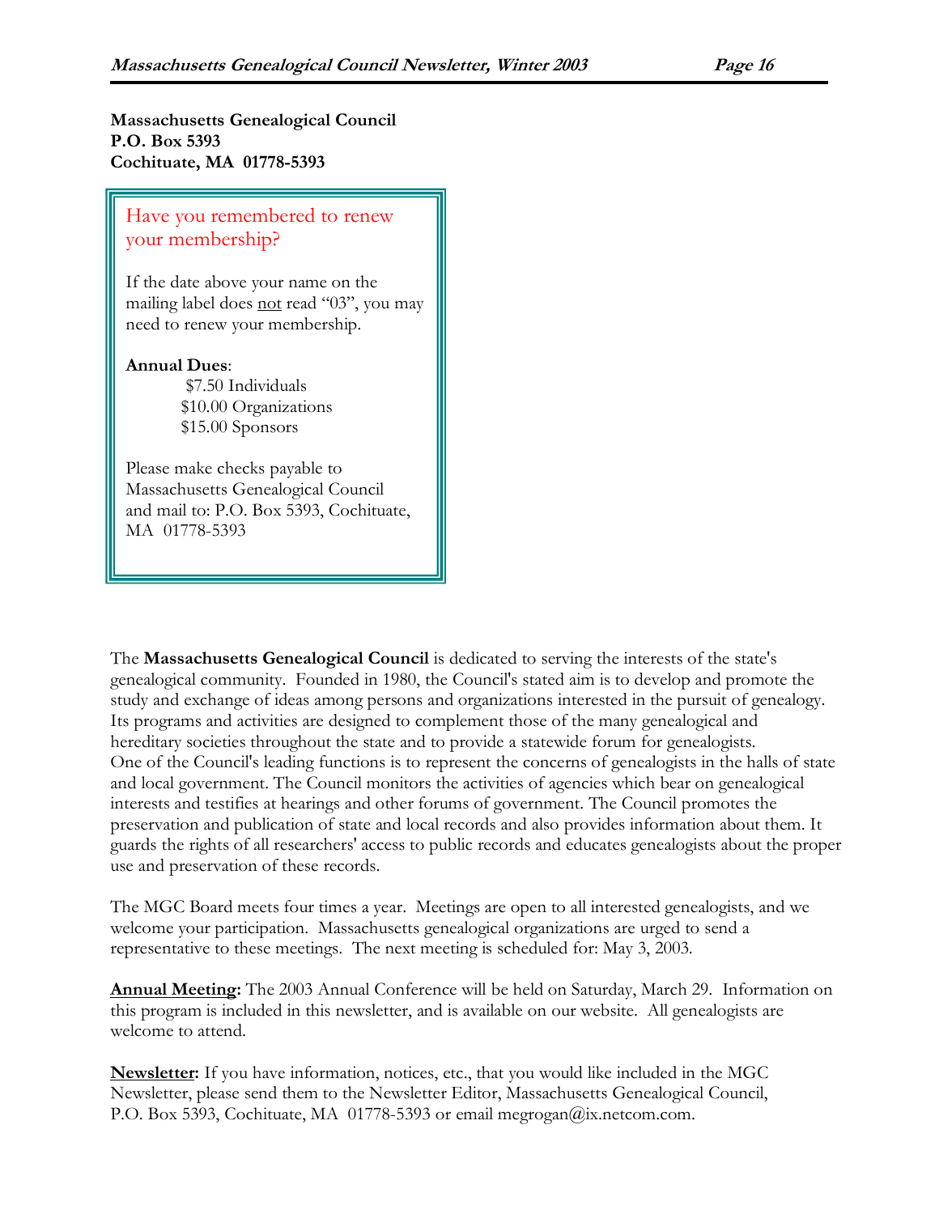**Massachusetts Genealogical Council**
**P.O. Box 5393**
**Cochituate, MA 01778-5393**

Have you remembered to renew your membership?

If the date above your name on the mailing label does not read "03", you may need to renew your membership.

**Annual Dues**:

- $7.50 Individuals
- $10.00 Organizations
- $15.00 Sponsors

Please make checks payable to Massachusetts Genealogical Council and mail to: P.O. Box 5393, Cochituate, MA 01778-5393

The **Massachusetts Genealogical Council** is dedicated to serving the interests of the state's genealogical community. Founded in 1980, the Council's stated aim is to develop and promote the study and exchange of ideas among persons and organizations interested in the pursuit of genealogy. Its programs and activities are designed to complement those of the many genealogical and hereditary societies throughout the state and to provide a statewide forum for genealogists. One of the Council's leading functions is to represent the concerns of genealogists in the halls of state and local government. The Council monitors the activities of agencies which bear on genealogical interests and testifies at hearings and other forums of government. The Council promotes the preservation and publication of state and local records and also provides information about them. It guards the rights of all researchers' access to public records and educates genealogists about the proper use and preservation of these records.

The MGC Board meets four times a year. Meetings are open to all interested genealogists, and we welcome your participation. Massachusetts genealogical organizations are urged to send a representative to these meetings. The next meeting is scheduled for: May 3, 2003.

**Annual Meeting:** The 2003 Annual Conference will be held on Saturday, March 29. Information on this program is included in this newsletter, and is available on our website. All genealogists are welcome to attend.

**Newsletter:** If you have information, notices, etc., that you would like included in the MGC Newsletter, please send them to the Newsletter Editor, Massachusetts Genealogical Council, P.O. Box 5393, Cochituate, MA 01778-5393 or email megrogan@ix.netcom.com.